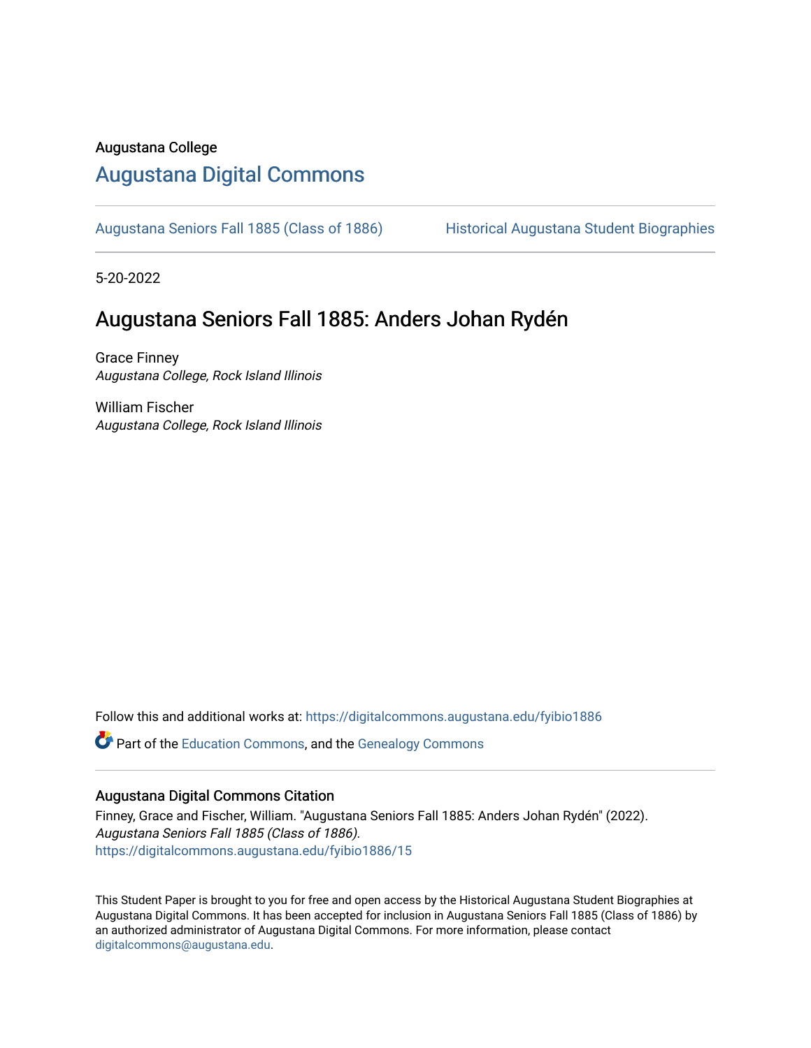Augustana College

# Augustana Digital Commons

Augustana Seniors Fall 1885 (Class of 1886) | Historical Augustana Student Biographies

5-20-2022

## Augustana Seniors Fall 1885: Anders Johan Rydén

Grace Finney
*Augustana College, Rock Island Illinois*

William Fischer
*Augustana College, Rock Island Illinois*

Follow this and additional works at: https://digitalcommons.augustana.edu/fyibio1886

Part of the Education Commons, and the Genealogy Commons

### Augustana Digital Commons Citation

Finney, Grace and Fischer, William. "Augustana Seniors Fall 1885: Anders Johan Rydén" (2022). *Augustana Seniors Fall 1885 (Class of 1886).*
https://digitalcommons.augustana.edu/fyibio1886/15

This Student Paper is brought to you for free and open access by the Historical Augustana Student Biographies at Augustana Digital Commons. It has been accepted for inclusion in Augustana Seniors Fall 1885 (Class of 1886) by an authorized administrator of Augustana Digital Commons. For more information, please contact digitalcommons@augustana.edu.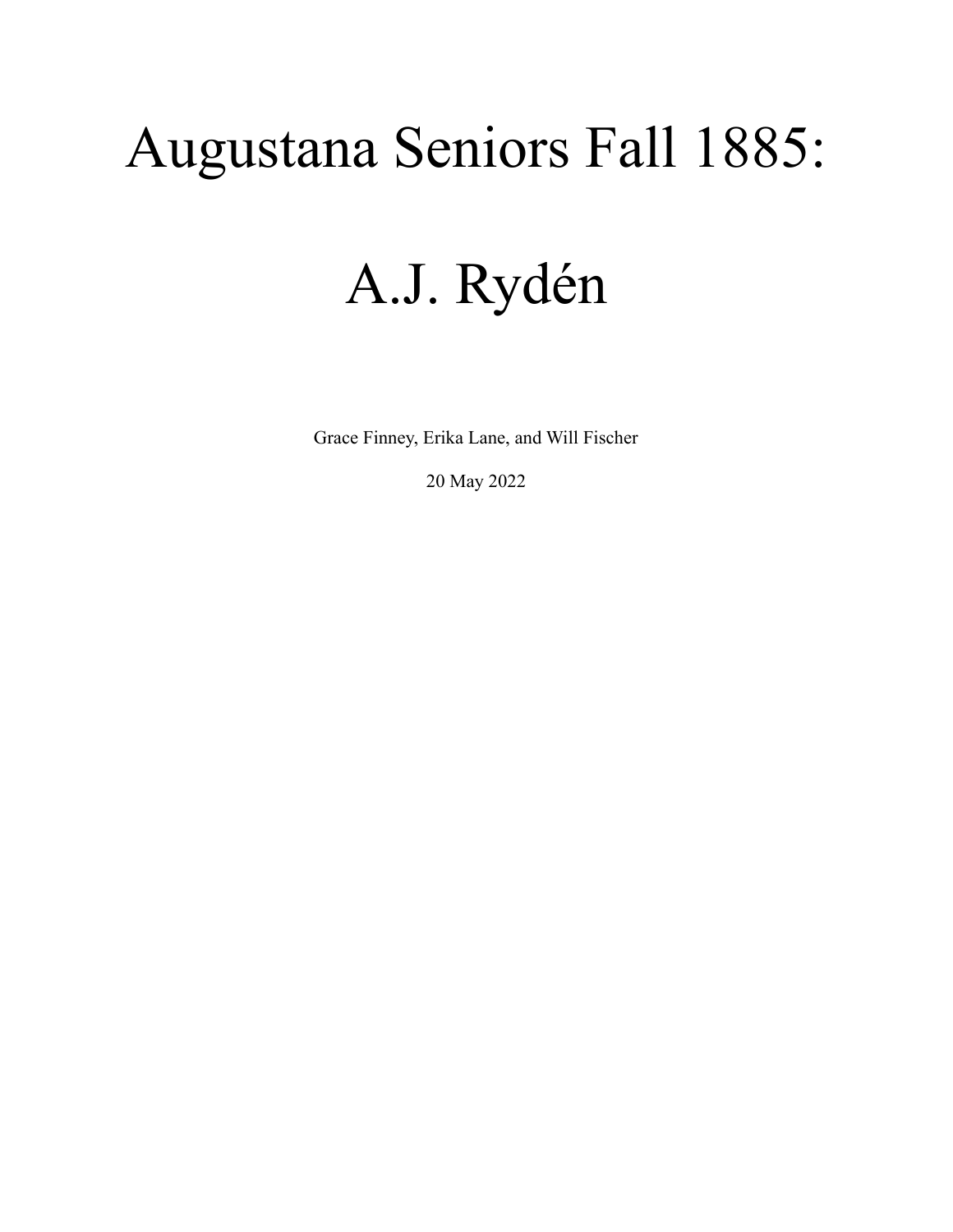# Augustana Seniors Fall 1885:

# A.J. Rydén

Grace Finney, Erika Lane, and Will Fischer

20 May 2022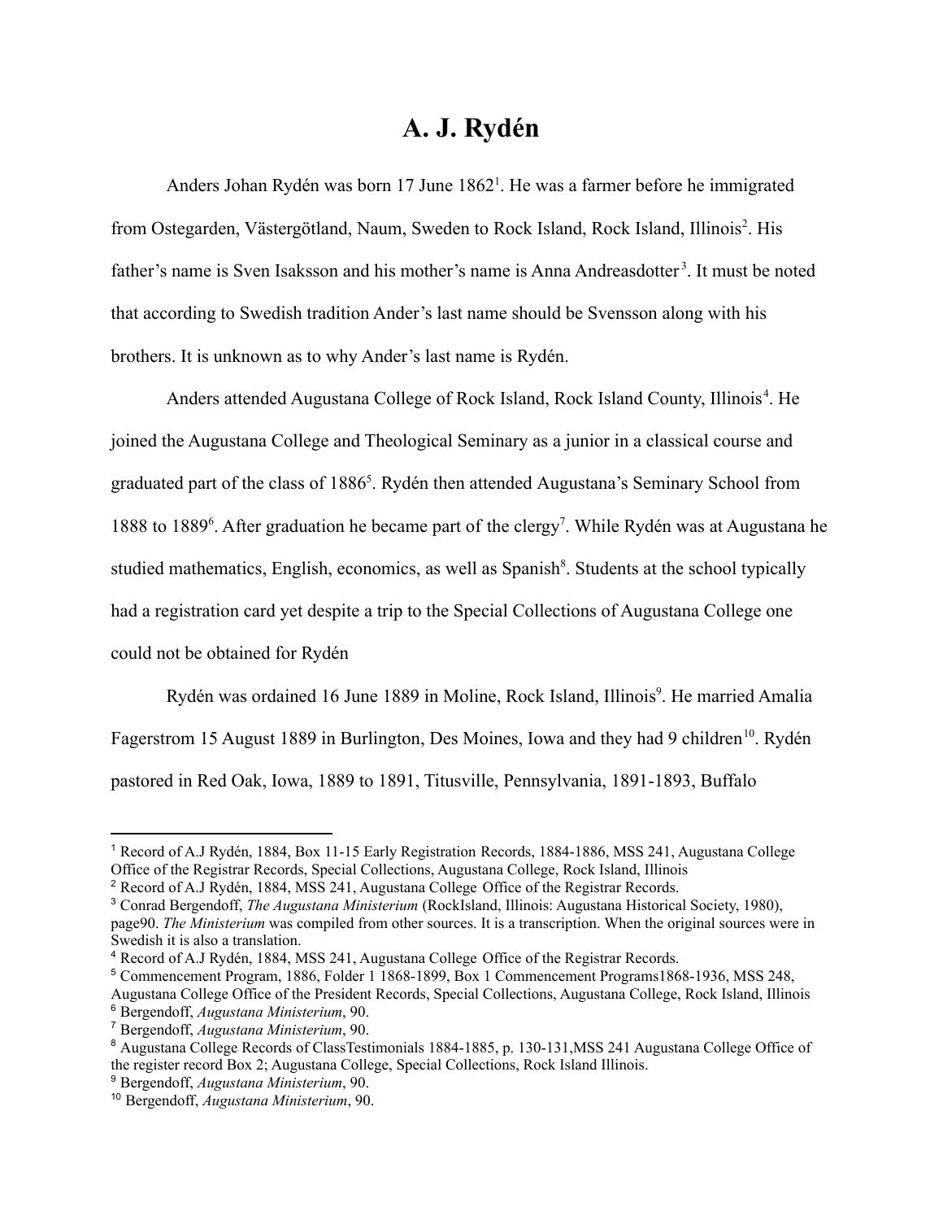# A. J. Rydén

Anders Johan Rydén was born 17 June 1862[1]. He was a farmer before he immigrated from Ostegarden, Västergötland, Naum, Sweden to Rock Island, Rock Island, Illinois[2]. His father's name is Sven Isaksson and his mother's name is Anna Andreasdotter[3]. It must be noted that according to Swedish tradition Ander's last name should be Svensson along with his brothers. It is unknown as to why Ander's last name is Rydén.

Anders attended Augustana College of Rock Island, Rock Island County, Illinois[4]. He joined the Augustana College and Theological Seminary as a junior in a classical course and graduated part of the class of 1886[5]. Rydén then attended Augustana's Seminary School from 1888 to 1889[6]. After graduation he became part of the clergy[7]. While Rydén was at Augustana he studied mathematics, English, economics, as well as Spanish[8]. Students at the school typically had a registration card yet despite a trip to the Special Collections of Augustana College one could not be obtained for Rydén

Rydén was ordained 16 June 1889 in Moline, Rock Island, Illinois[9]. He married Amalia Fagerstrom 15 August 1889 in Burlington, Des Moines, Iowa and they had 9 children[10]. Rydén pastored in Red Oak, Iowa, 1889 to 1891, Titusville, Pennsylvania, 1891-1893, Buffalo

---

[1] Record of A.J Rydén, 1884, Box 11-15 Early Registration Records, 1884-1886, MSS 241, Augustana College Office of the Registrar Records, Special Collections, Augustana College, Rock Island, Illinois

[2] Record of A.J Rydén, 1884, MSS 241, Augustana College Office of the Registrar Records.

[3] Conrad Bergendoff, *The Augustana Ministerium* (RockIsland, Illinois: Augustana Historical Society, 1980), page90. *The Ministerium* was compiled from other sources. It is a transcription. When the original sources were in Swedish it is also a translation.

[4] Record of A.J Rydén, 1884, MSS 241, Augustana College Office of the Registrar Records.

[5] Commencement Program, 1886, Folder 1 1868-1899, Box 1 Commencement Programs1868-1936, MSS 248, Augustana College Office of the President Records, Special Collections, Augustana College, Rock Island, Illinois

[6] Bergendoff, *Augustana Ministerium*, 90.

[7] Bergendoff, *Augustana Ministerium*, 90.

[8] Augustana College Records of ClassTestimonials 1884-1885, p. 130-131,MSS 241 Augustana College Office of the register record Box 2; Augustana College, Special Collections, Rock Island Illinois.

[9] Bergendoff, *Augustana Ministerium*, 90.

[10] Bergendoff, *Augustana Ministerium*, 90.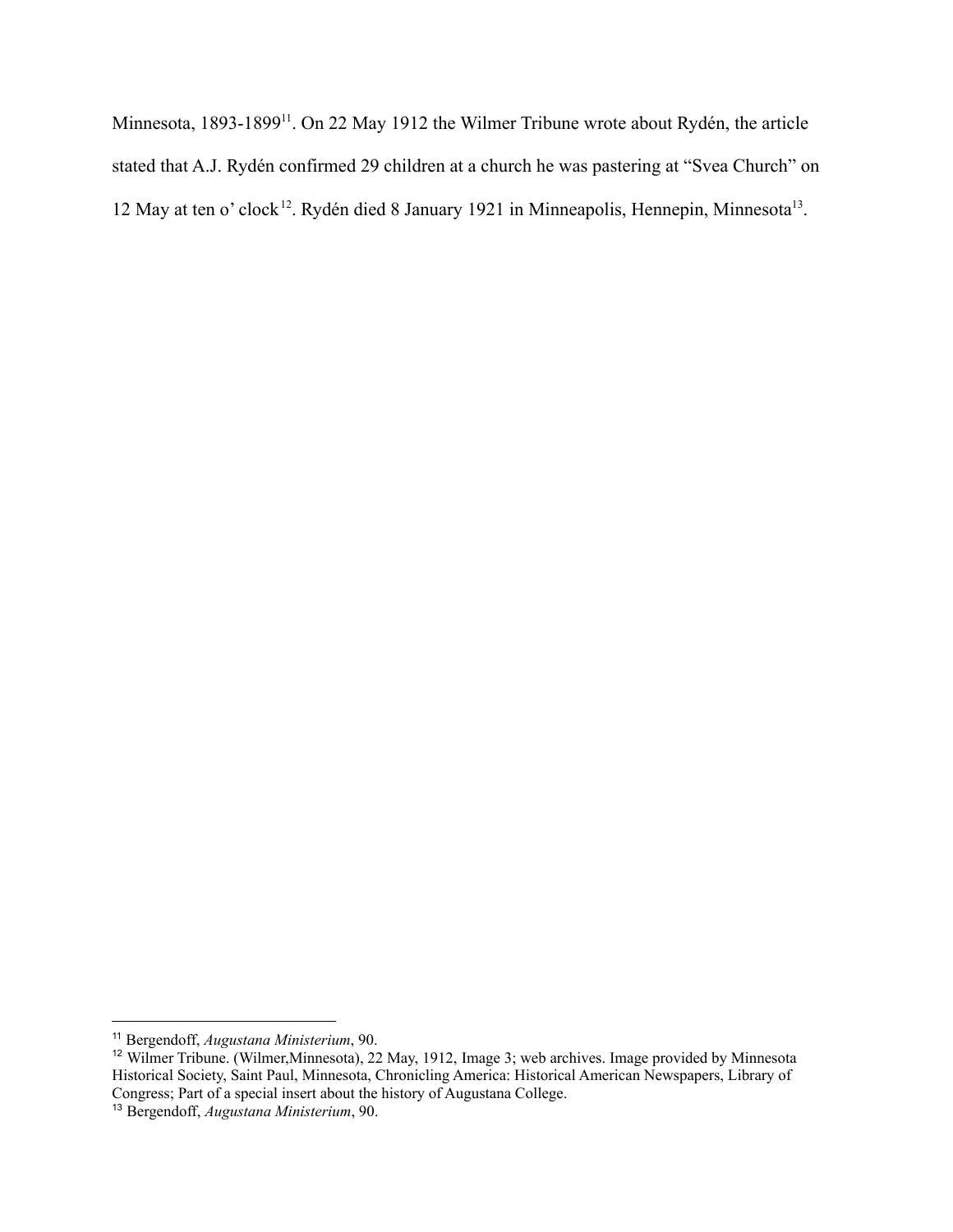Minnesota, 1893-1899[11]. On 22 May 1912 the Wilmer Tribune wrote about Rydén, the article stated that A.J. Rydén confirmed 29 children at a church he was pastering at "Svea Church" on 12 May at ten o' clock[12]. Rydén died 8 January 1921 in Minneapolis, Hennepin, Minnesota[13].

---

[11] Bergendoff, *Augustana Ministerium*, 90.

[12] Wilmer Tribune. (Wilmer,Minnesota), 22 May, 1912, Image 3; web archives. Image provided by Minnesota Historical Society, Saint Paul, Minnesota, Chronicling America: Historical American Newspapers, Library of Congress; Part of a special insert about the history of Augustana College.

[13] Bergendoff, *Augustana Ministerium*, 90.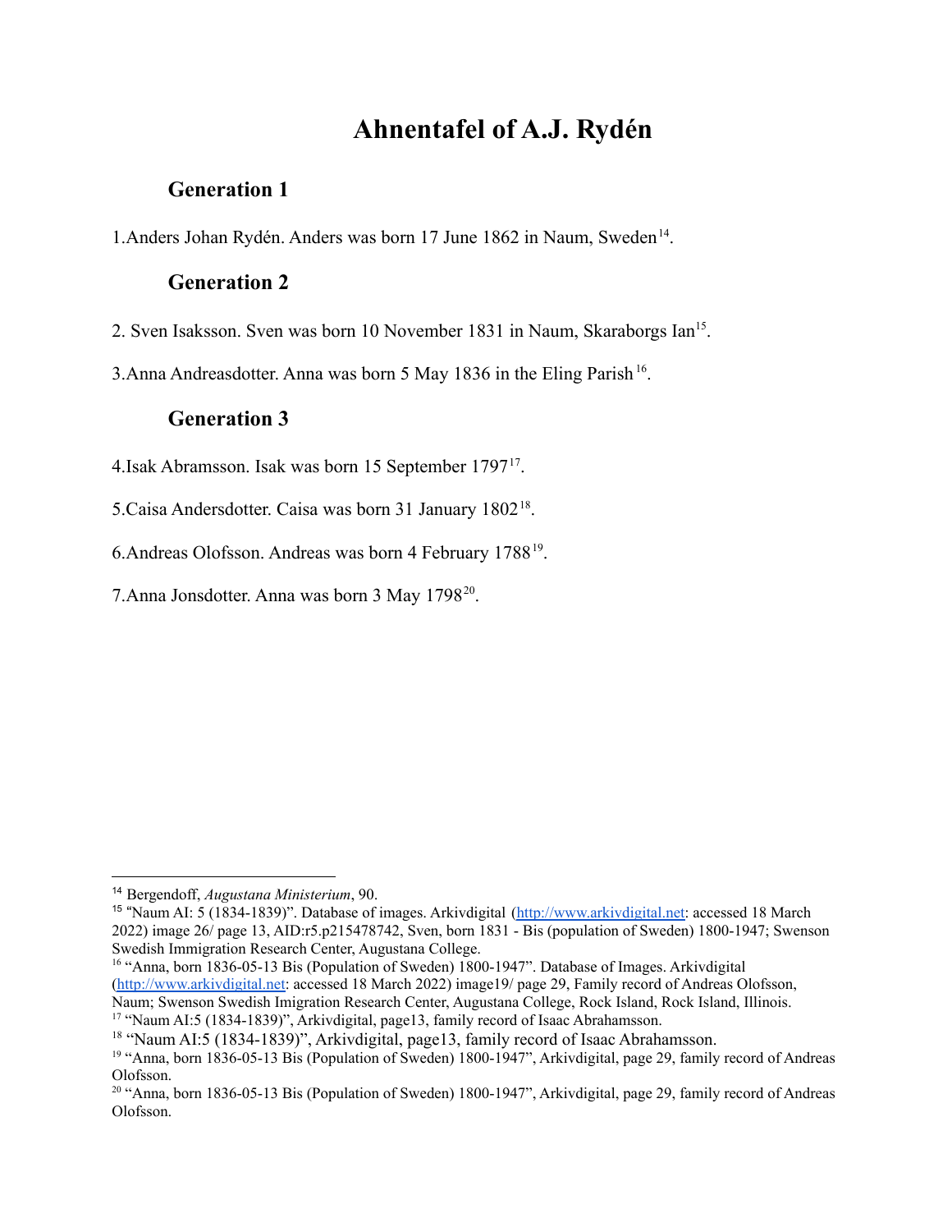# Ahnentafel of A.J. Rydén

## Generation 1

1.Anders Johan Rydén. Anders was born 17 June 1862 in Naum, Sweden[14].

## Generation 2

2. Sven Isaksson. Sven was born 10 November 1831 in Naum, Skaraborgs Ian[15].

3.Anna Andreasdotter. Anna was born 5 May 1836 in the Eling Parish[16].

## Generation 3

4.Isak Abramsson. Isak was born 15 September 1797[17].

5.Caisa Andersdotter. Caisa was born 31 January 1802[18].

6.Andreas Olofsson. Andreas was born 4 February 1788[19].

7.Anna Jonsdotter. Anna was born 3 May 1798[20].

---

[14] Bergendoff, *Augustana Ministerium*, 90.

[15] "Naum AI: 5 (1834-1839)". Database of images. Arkivdigital (http://www.arkivdigital.net: accessed 18 March 2022) image 26/ page 13, AID:r5.p215478742, Sven, born 1831 - Bis (population of Sweden) 1800-1947; Swenson Swedish Immigration Research Center, Augustana College.

[16] "Anna, born 1836-05-13 Bis (Population of Sweden) 1800-1947". Database of Images. Arkivdigital (http://www.arkivdigital.net: accessed 18 March 2022) image19/ page 29, Family record of Andreas Olofsson, Naum; Swenson Swedish Imigration Research Center, Augustana College, Rock Island, Rock Island, Illinois.

[17] "Naum AI:5 (1834-1839)", Arkivdigital, page13, family record of Isaac Abrahamsson.

[18] "Naum AI:5 (1834-1839)", Arkivdigital, page13, family record of Isaac Abrahamsson.

[19] "Anna, born 1836-05-13 Bis (Population of Sweden) 1800-1947", Arkivdigital, page 29, family record of Andreas Olofsson.

[20] "Anna, born 1836-05-13 Bis (Population of Sweden) 1800-1947", Arkivdigital, page 29, family record of Andreas Olofsson.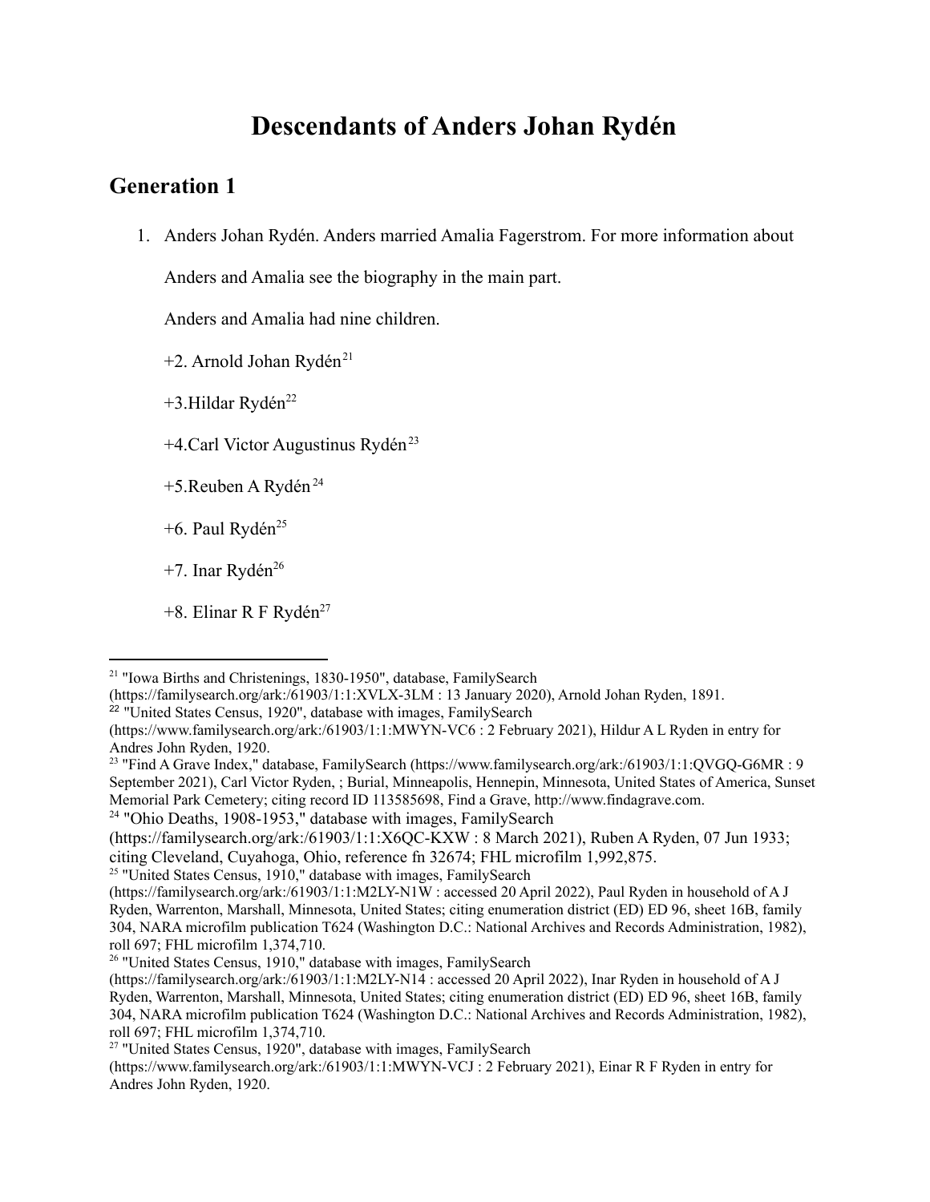# Descendants of Anders Johan Rydén

## Generation 1

1. Anders Johan Rydén. Anders married Amalia Fagerstrom. For more information about Anders and Amalia see the biography in the main part.

   Anders and Amalia had nine children.

   +2. Arnold Johan Rydén[21]

   +3.Hildar Rydén[22]

   +4.Carl Victor Augustinus Rydén[23]

   +5.Reuben A Rydén[24]

   +6. Paul Rydén[25]

   +7. Inar Rydén[26]

   +8. Elinar R F Rydén[27]

---

[21] "Iowa Births and Christenings, 1830-1950", database, FamilySearch (https://familysearch.org/ark:/61903/1:1:XVLX-3LM : 13 January 2020), Arnold Johan Ryden, 1891.

[22] "United States Census, 1920", database with images, FamilySearch (https://www.familysearch.org/ark:/61903/1:1:MWYN-VC6 : 2 February 2021), Hildur A L Ryden in entry for Andres John Ryden, 1920.

[23] "Find A Grave Index," database, FamilySearch (https://www.familysearch.org/ark:/61903/1:1:QVGQ-G6MR : 9 September 2021), Carl Victor Ryden, ; Burial, Minneapolis, Hennepin, Minnesota, United States of America, Sunset Memorial Park Cemetery; citing record ID 113585698, Find a Grave, http://www.findagrave.com.

[24] "Ohio Deaths, 1908-1953," database with images, FamilySearch (https://familysearch.org/ark:/61903/1:1:X6QC-KXW : 8 March 2021), Ruben A Ryden, 07 Jun 1933; citing Cleveland, Cuyahoga, Ohio, reference fn 32674; FHL microfilm 1,992,875.

[25] "United States Census, 1910," database with images, FamilySearch (https://familysearch.org/ark:/61903/1:1:M2LY-N1W : accessed 20 April 2022), Paul Ryden in household of A J Ryden, Warrenton, Marshall, Minnesota, United States; citing enumeration district (ED) ED 96, sheet 16B, family 304, NARA microfilm publication T624 (Washington D.C.: National Archives and Records Administration, 1982), roll 697; FHL microfilm 1,374,710.

[26] "United States Census, 1910," database with images, FamilySearch (https://familysearch.org/ark:/61903/1:1:M2LY-N14 : accessed 20 April 2022), Inar Ryden in household of A J Ryden, Warrenton, Marshall, Minnesota, United States; citing enumeration district (ED) ED 96, sheet 16B, family 304, NARA microfilm publication T624 (Washington D.C.: National Archives and Records Administration, 1982), roll 697; FHL microfilm 1,374,710.

[27] "United States Census, 1920", database with images, FamilySearch (https://www.familysearch.org/ark:/61903/1:1:MWYN-VCJ : 2 February 2021), Einar R F Ryden in entry for Andres John Ryden, 1920.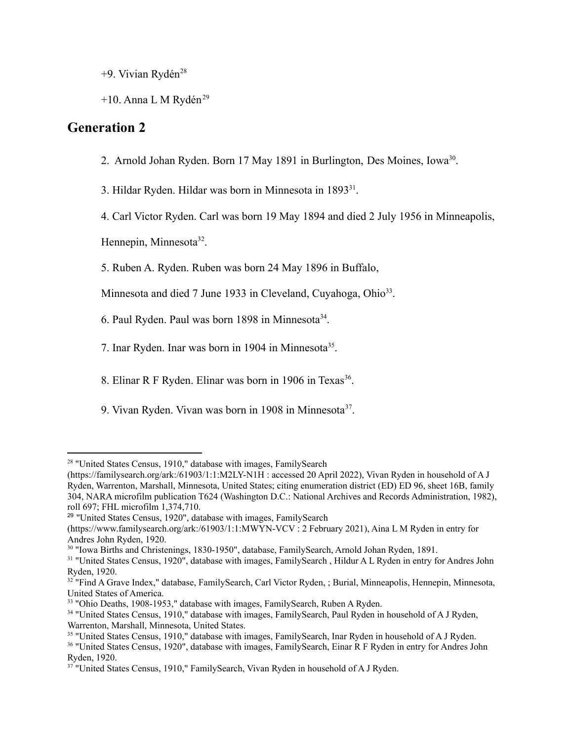+9. Vivian Rydén[28]

+10. Anna L M Rydén[29]

## Generation 2

2. Arnold Johan Ryden. Born 17 May 1891 in Burlington, Des Moines, Iowa[30].

3. Hildar Ryden. Hildar was born in Minnesota in 1893[31].

4. Carl Victor Ryden. Carl was born 19 May 1894 and died 2 July 1956 in Minneapolis, Hennepin, Minnesota[32].

5. Ruben A. Ryden. Ruben was born 24 May 1896 in Buffalo, Minnesota and died 7 June 1933 in Cleveland, Cuyahoga, Ohio[33].

6. Paul Ryden. Paul was born 1898 in Minnesota[34].

7. Inar Ryden. Inar was born in 1904 in Minnesota[35].

8. Elinar R F Ryden. Elinar was born in 1906 in Texas[36].

9. Vivan Ryden. Vivan was born in 1908 in Minnesota[37].

---

[28] "United States Census, 1910," database with images, FamilySearch (https://familysearch.org/ark:/61903/1:1:M2LY-N1H : accessed 20 April 2022), Vivan Ryden in household of A J Ryden, Warrenton, Marshall, Minnesota, United States; citing enumeration district (ED) ED 96, sheet 16B, family 304, NARA microfilm publication T624 (Washington D.C.: National Archives and Records Administration, 1982), roll 697; FHL microfilm 1,374,710.

[29] "United States Census, 1920", database with images, FamilySearch (https://www.familysearch.org/ark:/61903/1:1:MWYN-VCV : 2 February 2021), Aina L M Ryden in entry for Andres John Ryden, 1920.

[30] "Iowa Births and Christenings, 1830-1950", database, FamilySearch, Arnold Johan Ryden, 1891.

[31] "United States Census, 1920", database with images, FamilySearch , Hildur A L Ryden in entry for Andres John Ryden, 1920.

[32] "Find A Grave Index," database, FamilySearch, Carl Victor Ryden, ; Burial, Minneapolis, Hennepin, Minnesota, United States of America.

[33] "Ohio Deaths, 1908-1953," database with images, FamilySearch, Ruben A Ryden.

[34] "United States Census, 1910," database with images, FamilySearch, Paul Ryden in household of A J Ryden, Warrenton, Marshall, Minnesota, United States.

[35] "United States Census, 1910," database with images, FamilySearch, Inar Ryden in household of A J Ryden.

[36] "United States Census, 1920", database with images, FamilySearch, Einar R F Ryden in entry for Andres John Ryden, 1920.

[37] "United States Census, 1910," FamilySearch, Vivan Ryden in household of A J Ryden.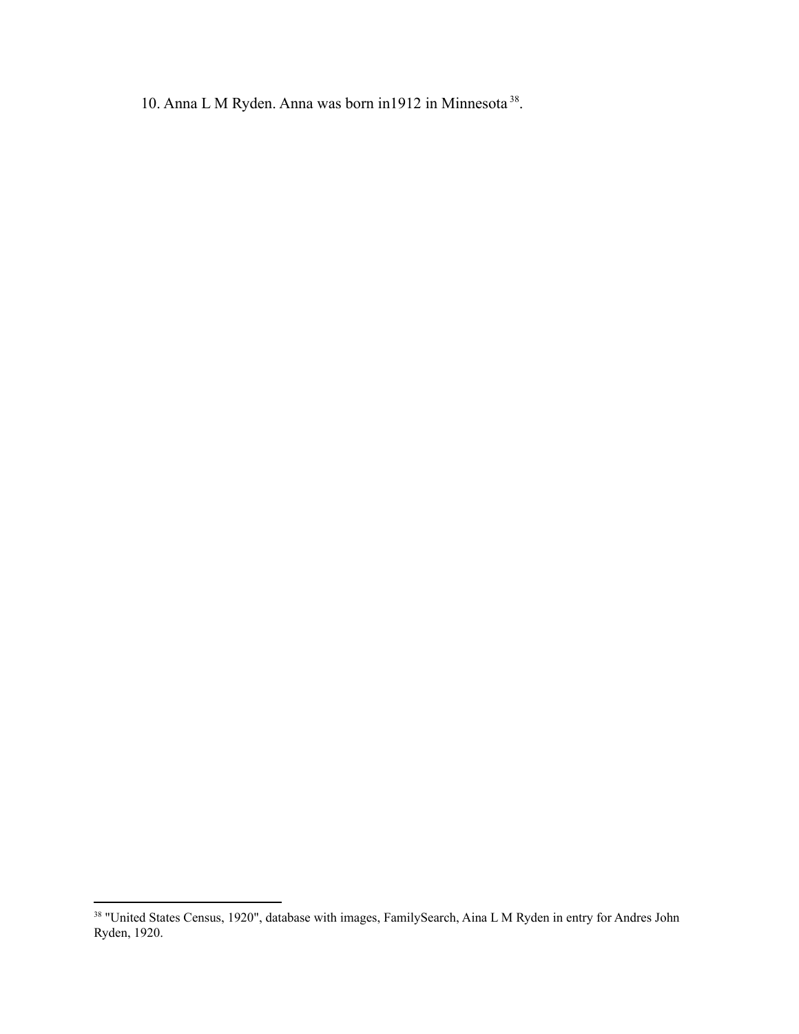10. Anna L M Ryden. Anna was born in1912 in Minnesota [38].

---

[38] "United States Census, 1920", database with images, FamilySearch, Aina L M Ryden in entry for Andres John Ryden, 1920.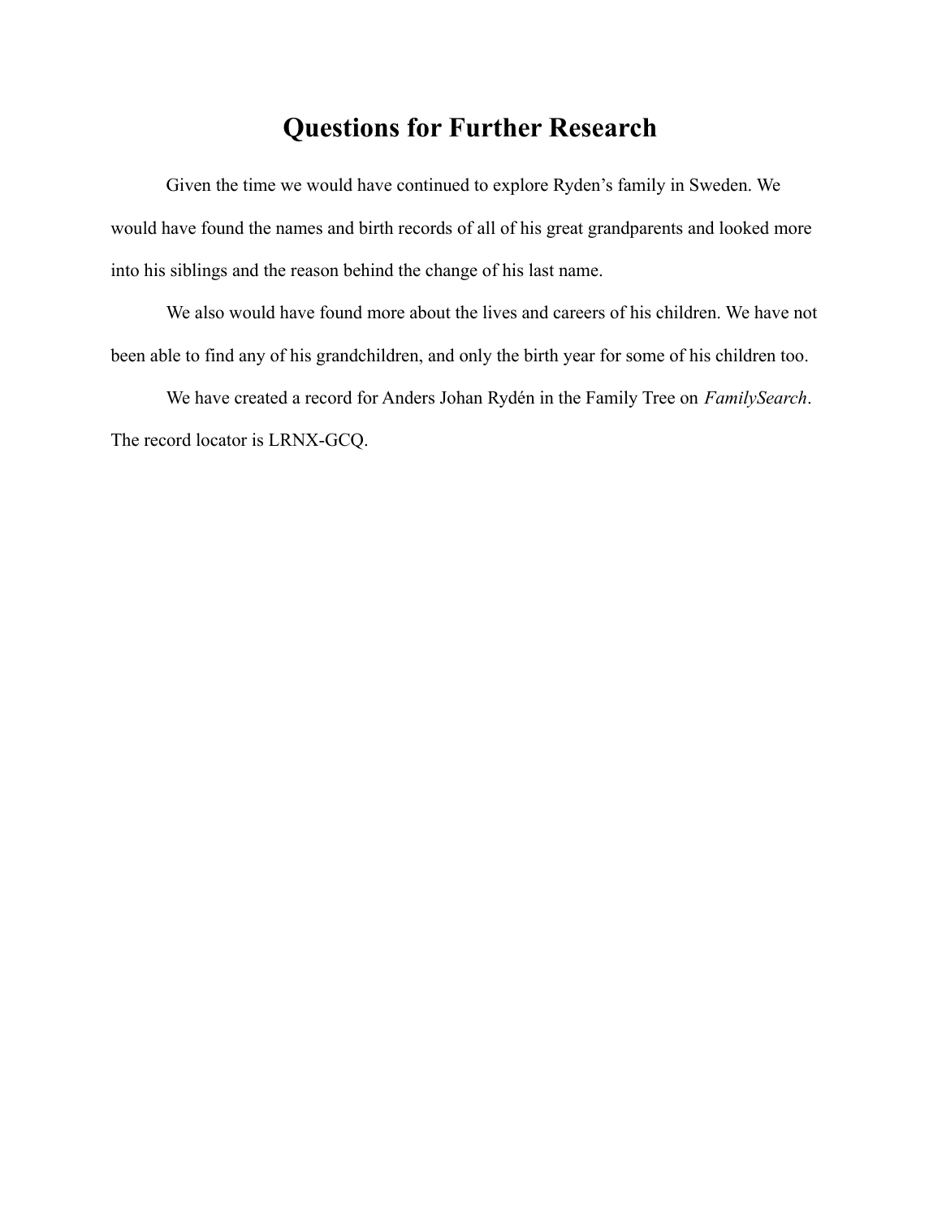# Questions for Further Research

Given the time we would have continued to explore Ryden's family in Sweden. We would have found the names and birth records of all of his great grandparents and looked more into his siblings and the reason behind the change of his last name.

We also would have found more about the lives and careers of his children. We have not been able to find any of his grandchildren, and only the birth year for some of his children too.

We have created a record for Anders Johan Rydén in the Family Tree on *FamilySearch*. The record locator is LRNX-GCQ.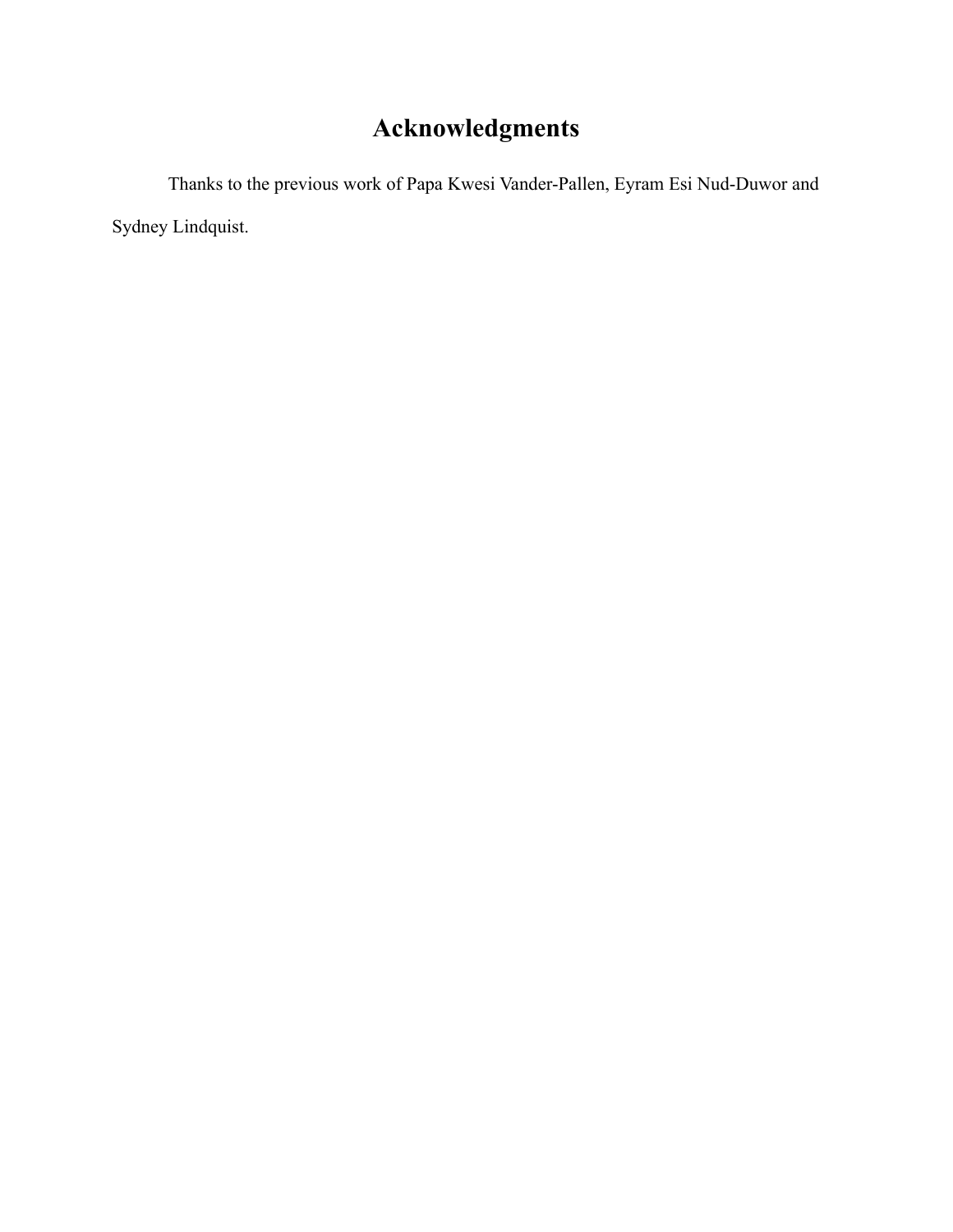# Acknowledgments

Thanks to the previous work of Papa Kwesi Vander-Pallen, Eyram Esi Nud-Duwor and Sydney Lindquist.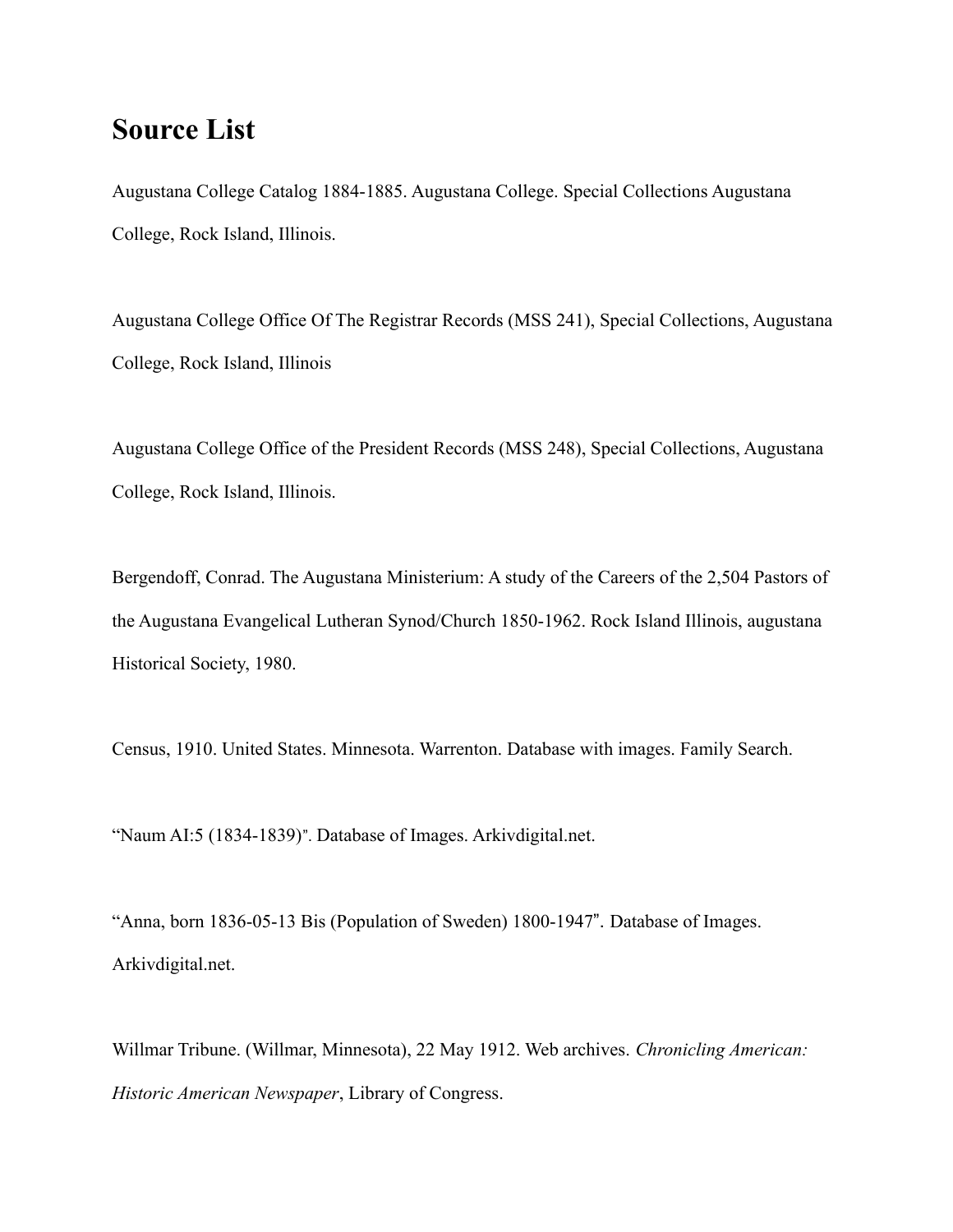## Source List

Augustana College Catalog 1884-1885. Augustana College. Special Collections Augustana College, Rock Island, Illinois.

Augustana College Office Of The Registrar Records (MSS 241), Special Collections, Augustana College, Rock Island, Illinois

Augustana College Office of the President Records (MSS 248), Special Collections, Augustana College, Rock Island, Illinois.

Bergendoff, Conrad. The Augustana Ministerium: A study of the Careers of the 2,504 Pastors of the Augustana Evangelical Lutheran Synod/Church 1850-1962. Rock Island Illinois, augustana Historical Society, 1980.

Census, 1910. United States. Minnesota. Warrenton. Database with images. Family Search.

"Naum AI:5 (1834-1839)". Database of Images. Arkivdigital.net.

"Anna, born 1836-05-13 Bis (Population of Sweden) 1800-1947". Database of Images. Arkivdigital.net.

Willmar Tribune. (Willmar, Minnesota), 22 May 1912. Web archives. *Chronicling American: Historic American Newspaper*, Library of Congress.